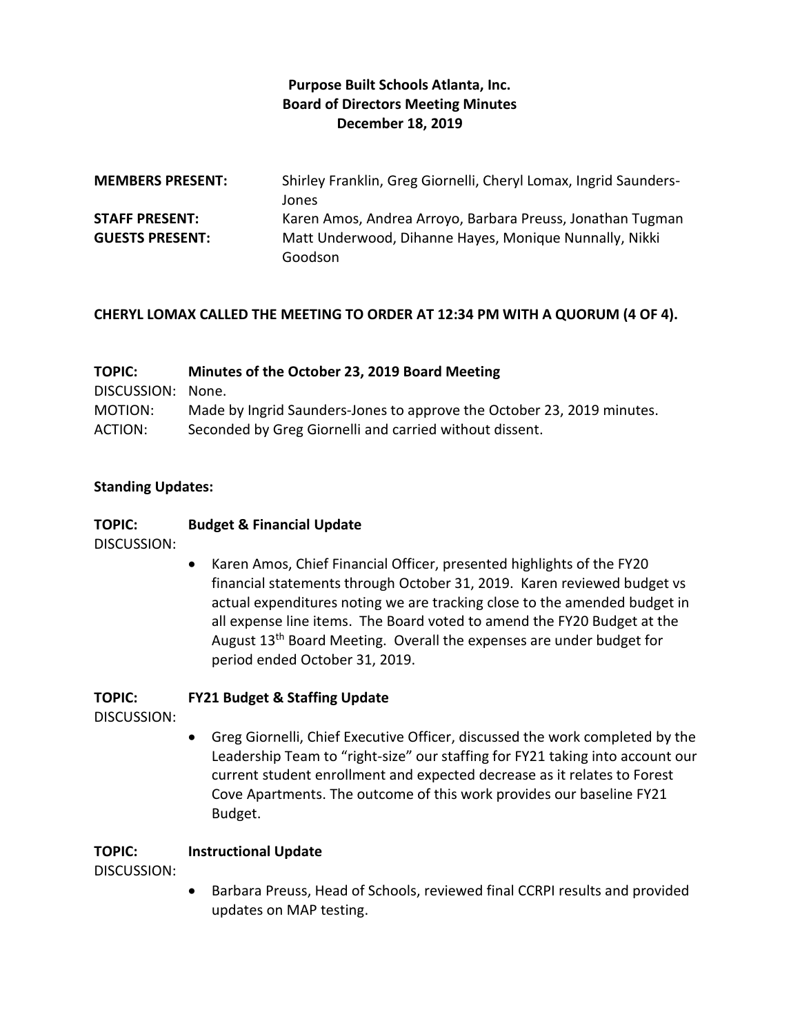# Purpose Built Schools Atlanta, Inc.
## Board of Directors Meeting Minutes
### December 18, 2019

**MEMBERS PRESENT:** Shirley Franklin, Greg Giornelli, Cheryl Lomax, Ingrid Saunders-Jones
**STAFF PRESENT:** Karen Amos, Andrea Arroyo, Barbara Preuss, Jonathan Tugman
**GUESTS PRESENT:** Matt Underwood, Dihanne Hayes, Monique Nunnally, Nikki Goodson

**CHERYL LOMAX CALLED THE MEETING TO ORDER AT 12:34 PM WITH A QUORUM (4 OF 4).**

**TOPIC: Minutes of the October 23, 2019 Board Meeting**
DISCUSSION: None.
MOTION: Made by Ingrid Saunders-Jones to approve the October 23, 2019 minutes.
ACTION: Seconded by Greg Giornelli and carried without dissent.

**Standing Updates:**

**TOPIC: Budget & Financial Update**
DISCUSSION:

- Karen Amos, Chief Financial Officer, presented highlights of the FY20 financial statements through October 31, 2019. Karen reviewed budget vs actual expenditures noting we are tracking close to the amended budget in all expense line items. The Board voted to amend the FY20 Budget at the August 13th Board Meeting. Overall the expenses are under budget for period ended October 31, 2019.

**TOPIC: FY21 Budget & Staffing Update**
DISCUSSION:

- Greg Giornelli, Chief Executive Officer, discussed the work completed by the Leadership Team to "right-size" our staffing for FY21 taking into account our current student enrollment and expected decrease as it relates to Forest Cove Apartments. The outcome of this work provides our baseline FY21 Budget.

**TOPIC: Instructional Update**
DISCUSSION:

- Barbara Preuss, Head of Schools, reviewed final CCRPI results and provided updates on MAP testing.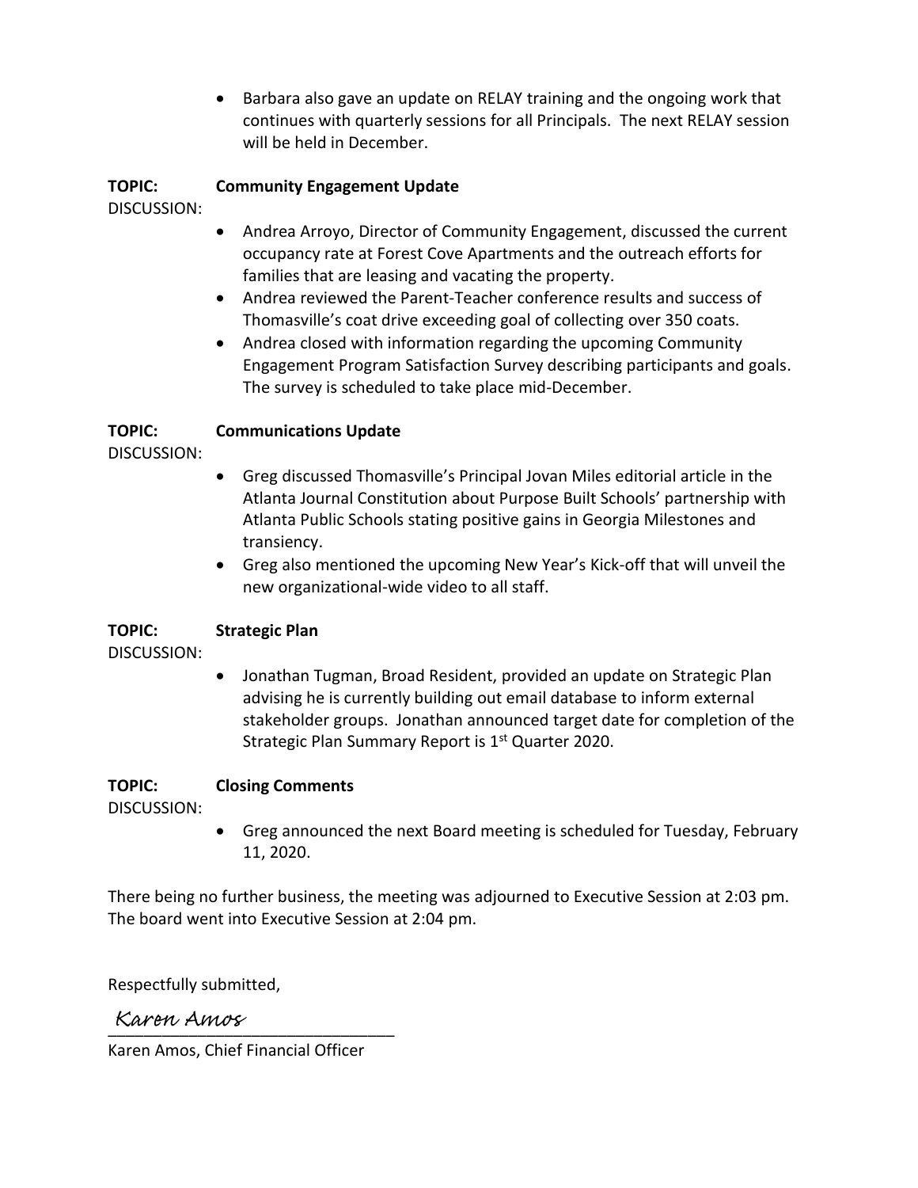- Barbara also gave an update on RELAY training and the ongoing work that continues with quarterly sessions for all Principals. The next RELAY session will be held in December.

**TOPIC: Community Engagement Update**

DISCUSSION:

- Andrea Arroyo, Director of Community Engagement, discussed the current occupancy rate at Forest Cove Apartments and the outreach efforts for families that are leasing and vacating the property.
- Andrea reviewed the Parent-Teacher conference results and success of Thomasville's coat drive exceeding goal of collecting over 350 coats.
- Andrea closed with information regarding the upcoming Community Engagement Program Satisfaction Survey describing participants and goals. The survey is scheduled to take place mid-December.

**TOPIC: Communications Update**

DISCUSSION:

- Greg discussed Thomasville's Principal Jovan Miles editorial article in the Atlanta Journal Constitution about Purpose Built Schools' partnership with Atlanta Public Schools stating positive gains in Georgia Milestones and transiency.
- Greg also mentioned the upcoming New Year's Kick-off that will unveil the new organizational-wide video to all staff.

**TOPIC: Strategic Plan**

DISCUSSION:

- Jonathan Tugman, Broad Resident, provided an update on Strategic Plan advising he is currently building out email database to inform external stakeholder groups. Jonathan announced target date for completion of the Strategic Plan Summary Report is 1st Quarter 2020.

**TOPIC: Closing Comments**

DISCUSSION:

- Greg announced the next Board meeting is scheduled for Tuesday, February 11, 2020.

There being no further business, the meeting was adjourned to Executive Session at 2:03 pm. The board went into Executive Session at 2:04 pm.

Respectfully submitted,

*Karen Amos*
_______________________________

Karen Amos, Chief Financial Officer